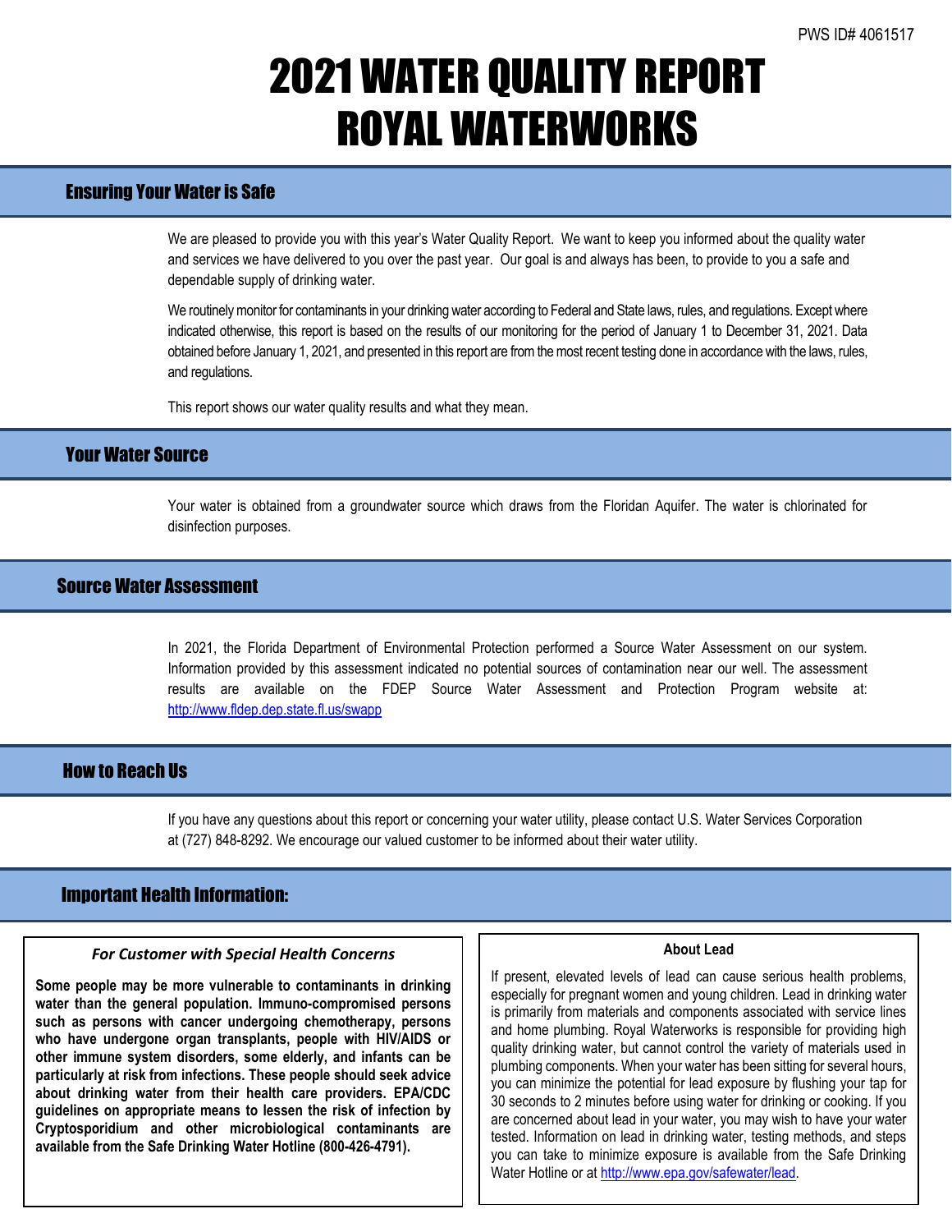PWS ID# 4061517

# 2021 WATER QUALITY REPORT
# ROYAL WATERWORKS

## Ensuring Your Water is Safe

We are pleased to provide you with this year's Water Quality Report. We want to keep you informed about the quality water and services we have delivered to you over the past year. Our goal is and always has been, to provide to you a safe and dependable supply of drinking water.

We routinely monitor for contaminants in your drinking water according to Federal and State laws, rules, and regulations. Except where indicated otherwise, this report is based on the results of our monitoring for the period of January 1 to December 31, 2021. Data obtained before January 1, 2021, and presented in this report are from the most recent testing done in accordance with the laws, rules, and regulations.

This report shows our water quality results and what they mean.

## Your Water Source

Your water is obtained from a groundwater source which draws from the Floridan Aquifer. The water is chlorinated for disinfection purposes.

## Source Water Assessment

In 2021, the Florida Department of Environmental Protection performed a Source Water Assessment on our system. Information provided by this assessment indicated no potential sources of contamination near our well. The assessment results are available on the FDEP Source Water Assessment and Protection Program website at: http://www.fldep.dep.state.fl.us/swapp

## How to Reach Us

If you have any questions about this report or concerning your water utility, please contact U.S. Water Services Corporation at (727) 848-8292. We encourage our valued customer to be informed about their water utility.

## Important Health Information:

### *For Customer with Special Health Concerns*

**Some people may be more vulnerable to contaminants in drinking water than the general population. Immuno-compromised persons such as persons with cancer undergoing chemotherapy, persons who have undergone organ transplants, people with HIV/AIDS or other immune system disorders, some elderly, and infants can be particularly at risk from infections. These people should seek advice about drinking water from their health care providers. EPA/CDC guidelines on appropriate means to lessen the risk of infection by Cryptosporidium and other microbiological contaminants are available from the Safe Drinking Water Hotline (800-426-4791).**

### About Lead

If present, elevated levels of lead can cause serious health problems, especially for pregnant women and young children. Lead in drinking water is primarily from materials and components associated with service lines and home plumbing. Royal Waterworks is responsible for providing high quality drinking water, but cannot control the variety of materials used in plumbing components. When your water has been sitting for several hours, you can minimize the potential for lead exposure by flushing your tap for 30 seconds to 2 minutes before using water for drinking or cooking. If you are concerned about lead in your water, you may wish to have your water tested. Information on lead in drinking water, testing methods, and steps you can take to minimize exposure is available from the Safe Drinking Water Hotline or at http://www.epa.gov/safewater/lead.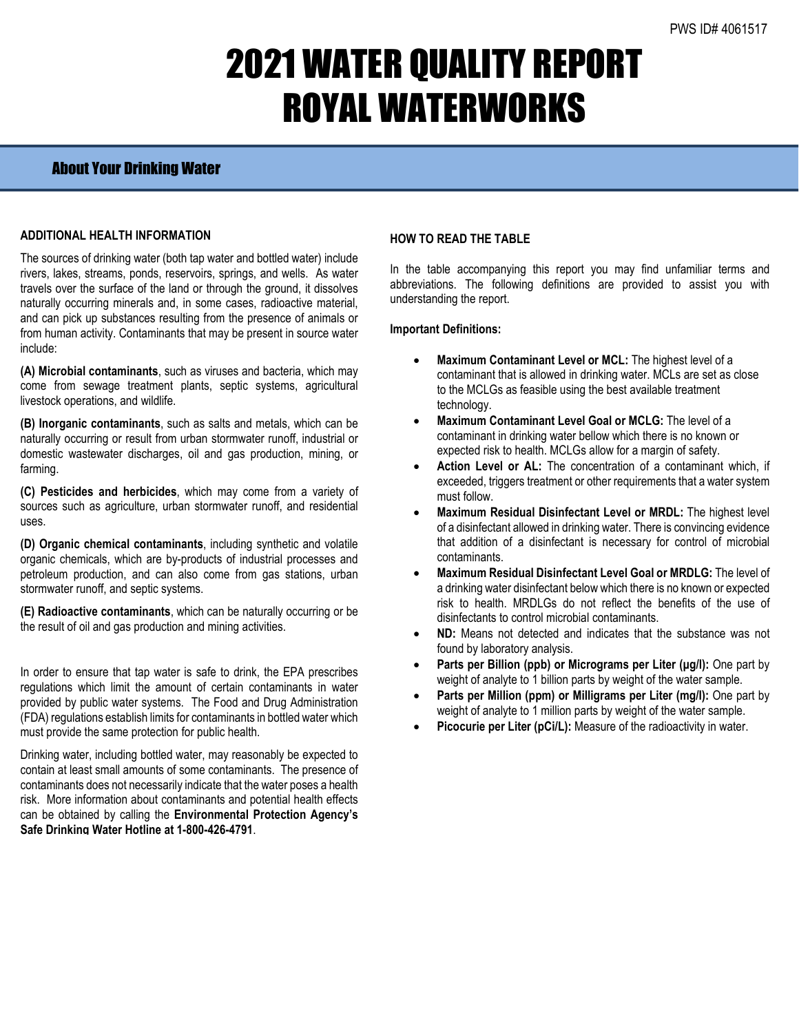PWS ID# 4061517

# 2021 WATER QUALITY REPORT ROYAL WATERWORKS

## About Your Drinking Water

### ADDITIONAL HEALTH INFORMATION

The sources of drinking water (both tap water and bottled water) include rivers, lakes, streams, ponds, reservoirs, springs, and wells. As water travels over the surface of the land or through the ground, it dissolves naturally occurring minerals and, in some cases, radioactive material, and can pick up substances resulting from the presence of animals or from human activity. Contaminants that may be present in source water include:

**(A) Microbial contaminants**, such as viruses and bacteria, which may come from sewage treatment plants, septic systems, agricultural livestock operations, and wildlife.

**(B) Inorganic contaminants**, such as salts and metals, which can be naturally occurring or result from urban stormwater runoff, industrial or domestic wastewater discharges, oil and gas production, mining, or farming.

**(C) Pesticides and herbicides**, which may come from a variety of sources such as agriculture, urban stormwater runoff, and residential uses.

**(D) Organic chemical contaminants**, including synthetic and volatile organic chemicals, which are by-products of industrial processes and petroleum production, and can also come from gas stations, urban stormwater runoff, and septic systems.

**(E) Radioactive contaminants**, which can be naturally occurring or be the result of oil and gas production and mining activities.

In order to ensure that tap water is safe to drink, the EPA prescribes regulations which limit the amount of certain contaminants in water provided by public water systems. The Food and Drug Administration (FDA) regulations establish limits for contaminants in bottled water which must provide the same protection for public health.

Drinking water, including bottled water, may reasonably be expected to contain at least small amounts of some contaminants. The presence of contaminants does not necessarily indicate that the water poses a health risk. More information about contaminants and potential health effects can be obtained by calling the **Environmental Protection Agency's Safe Drinking Water Hotline at 1-800-426-4791**.

### HOW TO READ THE TABLE

In the table accompanying this report you may find unfamiliar terms and abbreviations. The following definitions are provided to assist you with understanding the report.

**Important Definitions:**

- **Maximum Contaminant Level or MCL:** The highest level of a contaminant that is allowed in drinking water. MCLs are set as close to the MCLGs as feasible using the best available treatment technology.
- **Maximum Contaminant Level Goal or MCLG:** The level of a contaminant in drinking water bellow which there is no known or expected risk to health. MCLGs allow for a margin of safety.
- **Action Level or AL:** The concentration of a contaminant which, if exceeded, triggers treatment or other requirements that a water system must follow.
- **Maximum Residual Disinfectant Level or MRDL:** The highest level of a disinfectant allowed in drinking water. There is convincing evidence that addition of a disinfectant is necessary for control of microbial contaminants.
- **Maximum Residual Disinfectant Level Goal or MRDLG:** The level of a drinking water disinfectant below which there is no known or expected risk to health. MRDLGs do not reflect the benefits of the use of disinfectants to control microbial contaminants.
- **ND:** Means not detected and indicates that the substance was not found by laboratory analysis.
- **Parts per Billion (ppb) or Micrograms per Liter (µg/l):** One part by weight of analyte to 1 billion parts by weight of the water sample.
- **Parts per Million (ppm) or Milligrams per Liter (mg/l):** One part by weight of analyte to 1 million parts by weight of the water sample.
- **Picocurie per Liter (pCi/L):** Measure of the radioactivity in water.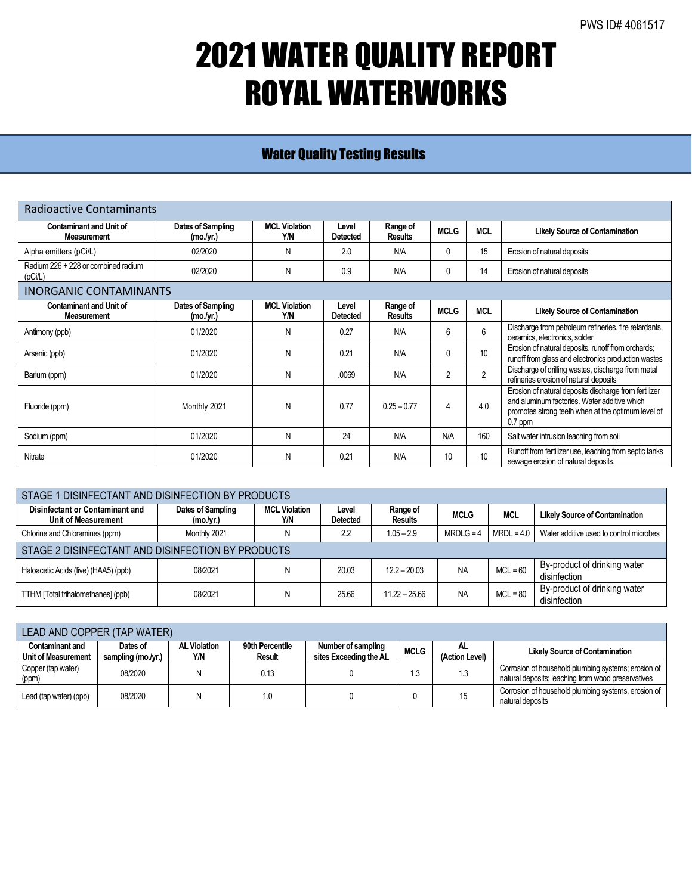PWS ID# 4061517

# 2021 WATER QUALITY REPORT ROYAL WATERWORKS

## Water Quality Testing Results

| Radioactive Contaminants | | | | | | | |
|---|---|---|---|---|---|---|---|
| **Contaminant and Unit of Measurement** | **Dates of Sampling (mo./yr.)** | **MCL Violation Y/N** | **Level Detected** | **Range of Results** | **MCLG** | **MCL** | **Likely Source of Contamination** |
| Alpha emitters (pCi/L) | 02/2020 | N | 2.0 | N/A | 0 | 15 | Erosion of natural deposits |
| Radium 226 + 228 or combined radium (pCi/L) | 02/2020 | N | 0.9 | N/A | 0 | 14 | Erosion of natural deposits |
| **INORGANIC CONTAMINANTS** | | | | | | | |
| **Contaminant and Unit of Measurement** | **Dates of Sampling (mo./yr.)** | **MCL Violation Y/N** | **Level Detected** | **Range of Results** | **MCLG** | **MCL** | **Likely Source of Contamination** |
| Antimony (ppb) | 01/2020 | N | 0.27 | N/A | 6 | 6 | Discharge from petroleum refineries, fire retardants, ceramics, electronics, solder |
| Arsenic (ppb) | 01/2020 | N | 0.21 | N/A | 0 | 10 | Erosion of natural deposits, runoff from orchards; runoff from glass and electronics production wastes |
| Barium (ppm) | 01/2020 | N | .0069 | N/A | 2 | 2 | Discharge of drilling wastes, discharge from metal refineries erosion of natural deposits |
| Fluoride (ppm) | Monthly 2021 | N | 0.77 | 0.25 – 0.77 | 4 | 4.0 | Erosion of natural deposits discharge from fertilizer and aluminum factories. Water additive which promotes strong teeth when at the optimum level of 0.7 ppm |
| Sodium (ppm) | 01/2020 | N | 24 | N/A | N/A | 160 | Salt water intrusion leaching from soil |
| Nitrate | 01/2020 | N | 0.21 | N/A | 10 | 10 | Runoff from fertilizer use, leaching from septic tanks sewage erosion of natural deposits. |

| STAGE 1 DISINFECTANT AND DISINFECTION BY PRODUCTS | | | | | | | |
|---|---|---|---|---|---|---|---|
| **Disinfectant or Contaminant and Unit of Measurement** | **Dates of Sampling (mo./yr.)** | **MCL Violation Y/N** | **Level Detected** | **Range of Results** | **MCLG** | **MCL** | **Likely Source of Contamination** |
| Chlorine and Chloramines (ppm) | Monthly 2021 | N | 2.2 | 1.05 – 2.9 | MRDLG = 4 | MRDL = 4.0 | Water additive used to control microbes |
| **STAGE 2 DISINFECTANT AND DISINFECTION BY PRODUCTS** | | | | | | | |
| Haloacetic Acids (five) (HAA5) (ppb) | 08/2021 | N | 20.03 | 12.2 – 20.03 | NA | MCL = 60 | By-product of drinking water disinfection |
| TTHM [Total trihalomethanes] (ppb) | 08/2021 | N | 25.66 | 11.22 – 25.66 | NA | MCL = 80 | By-product of drinking water disinfection |

| LEAD AND COPPER (TAP WATER) | | | | | | | |
|---|---|---|---|---|---|---|---|
| **Contaminant and Unit of Measurement** | **Dates of sampling (mo./yr.)** | **AL Violation Y/N** | **90th Percentile Result** | **Number of sampling sites Exceeding the AL** | **MCLG** | **AL (Action Level)** | **Likely Source of Contamination** |
| Copper (tap water) (ppm) | 08/2020 | N | 0.13 | 0 | 1.3 | 1.3 | Corrosion of household plumbing systems; erosion of natural deposits; leaching from wood preservatives |
| Lead (tap water) (ppb) | 08/2020 | N | 1.0 | 0 | 0 | 15 | Corrosion of household plumbing systems, erosion of natural deposits |